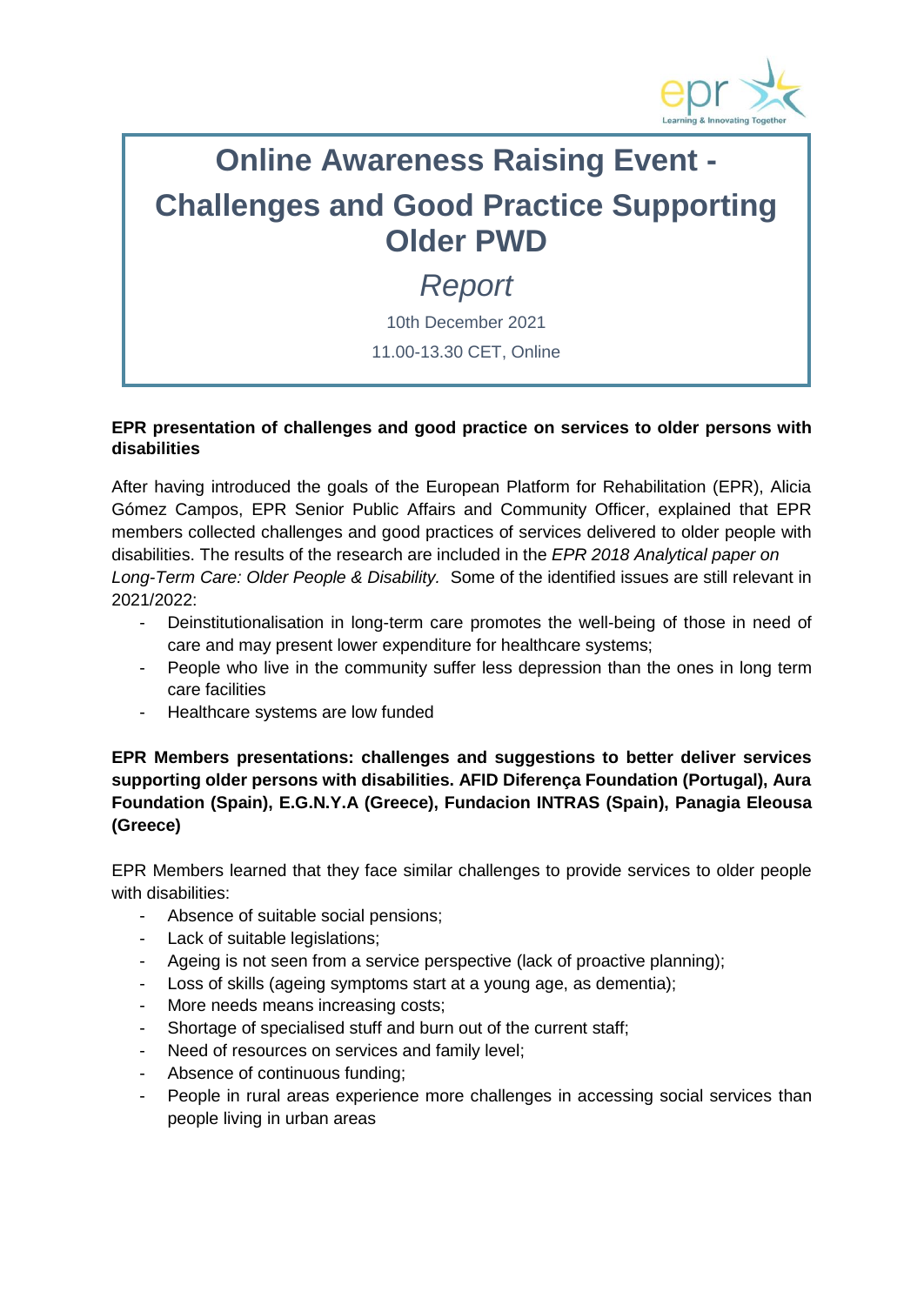# Online Awareness Raising Event - Challenges and Good Practice Supporting Older PWD

## *Report*

10th December 2021

11.00-13.30 CET, Online

**EPR presentation of challenges and good practice on services to older persons with disabilities**

After having introduced the goals of the European Platform for Rehabilitation (EPR), Alicia Gómez Campos, EPR Senior Public Affairs and Community Officer, explained that EPR members collected challenges and good practices of services delivered to older people with disabilities. The results of the research are included in the *EPR 2018 Analytical paper on Long-Term Care: Older People & Disability.* Some of the identified issues are still relevant in 2021/2022:

- Deinstitutionalisation in long-term care promotes the well-being of those in need of care and may present lower expenditure for healthcare systems;
- People who live in the community suffer less depression than the ones in long term care facilities
- Healthcare systems are low funded

**EPR Members presentations: challenges and suggestions to better deliver services supporting older persons with disabilities. AFID Diferença Foundation (Portugal), Aura Foundation (Spain), E.G.N.Y.A (Greece), Fundacion INTRAS (Spain), Panagia Eleousa (Greece)**

EPR Members learned that they face similar challenges to provide services to older people with disabilities:

- Absence of suitable social pensions;
- Lack of suitable legislations;
- Ageing is not seen from a service perspective (lack of proactive planning);
- Loss of skills (ageing symptoms start at a young age, as dementia);
- More needs means increasing costs;
- Shortage of specialised stuff and burn out of the current staff;
- Need of resources on services and family level;
- Absence of continuous funding;
- People in rural areas experience more challenges in accessing social services than people living in urban areas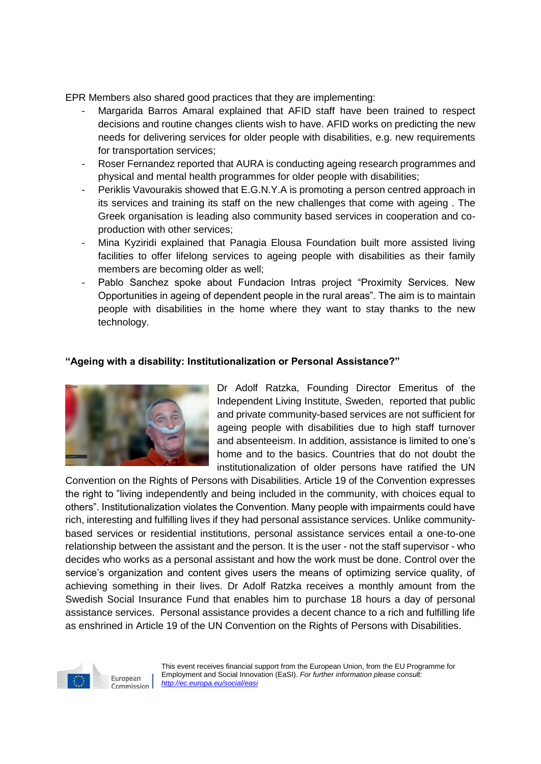EPR Members also shared good practices that they are implementing:

- Margarida Barros Amaral explained that AFID staff have been trained to respect decisions and routine changes clients wish to have. AFID works on predicting the new needs for delivering services for older people with disabilities, e.g. new requirements for transportation services;
- Roser Fernandez reported that AURA is conducting ageing research programmes and physical and mental health programmes for older people with disabilities;
- Periklis Vavourakis showed that E.G.N.Y.A is promoting a person centred approach in its services and training its staff on the new challenges that come with ageing . The Greek organisation is leading also community based services in cooperation and co-production with other services;
- Mina Kyziridi explained that Panagia Elousa Foundation built more assisted living facilities to offer lifelong services to ageing people with disabilities as their family members are becoming older as well;
- Pablo Sanchez spoke about Fundacion Intras project "Proximity Services. New Opportunities in ageing of dependent people in the rural areas". The aim is to maintain people with disabilities in the home where they want to stay thanks to the new technology.

**"Ageing with a disability: Institutionalization or Personal Assistance?"**

Dr Adolf Ratzka, Founding Director Emeritus of the Independent Living Institute, Sweden, reported that public and private community-based services are not sufficient for ageing people with disabilities due to high staff turnover and absenteeism. In addition, assistance is limited to one's home and to the basics. Countries that do not doubt the institutionalization of older persons have ratified the UN Convention on the Rights of Persons with Disabilities. Article 19 of the Convention expresses the right to "living independently and being included in the community, with choices equal to others". Institutionalization violates the Convention. Many people with impairments could have rich, interesting and fulfilling lives if they had personal assistance services. Unlike community-based services or residential institutions, personal assistance services entail a one-to-one relationship between the assistant and the person. It is the user - not the staff supervisor - who decides who works as a personal assistant and how the work must be done. Control over the service's organization and content gives users the means of optimizing service quality, of achieving something in their lives. Dr Adolf Ratzka receives a monthly amount from the Swedish Social Insurance Fund that enables him to purchase 18 hours a day of personal assistance services. Personal assistance provides a decent chance to a rich and fulfilling life as enshrined in Article 19 of the UN Convention on the Rights of Persons with Disabilities.

This event receives financial support from the European Union, from the EU Programme for Employment and Social Innovation (EaSI). *For further information please consult: http://ec.europa.eu/social/easi*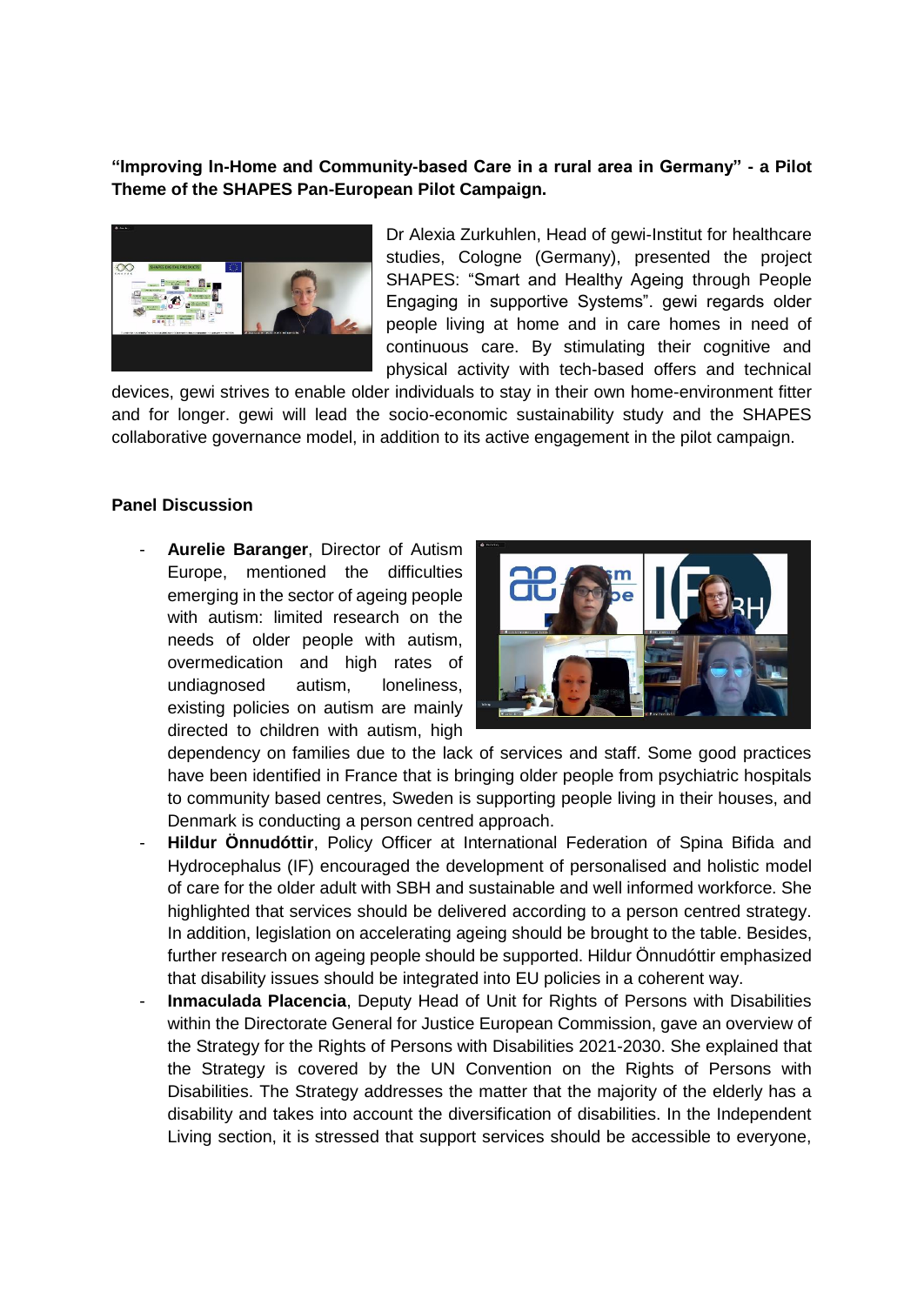**"Improving In-Home and Community-based Care in a rural area in Germany" - a Pilot Theme of the SHAPES Pan-European Pilot Campaign.**

Dr Alexia Zurkuhlen, Head of gewi-Institut for healthcare studies, Cologne (Germany), presented the project SHAPES: "Smart and Healthy Ageing through People Engaging in supportive Systems". gewi regards older people living at home and in care homes in need of continuous care. By stimulating their cognitive and physical activity with tech-based offers and technical devices, gewi strives to enable older individuals to stay in their own home-environment fitter and for longer. gewi will lead the socio-economic sustainability study and the SHAPES collaborative governance model, in addition to its active engagement in the pilot campaign.

**Panel Discussion**

- **Aurelie Baranger**, Director of Autism Europe, mentioned the difficulties emerging in the sector of ageing people with autism: limited research on the needs of older people with autism, overmedication and high rates of undiagnosed autism, loneliness, existing policies on autism are mainly directed to children with autism, high dependency on families due to the lack of services and staff. Some good practices have been identified in France that is bringing older people from psychiatric hospitals to community based centres, Sweden is supporting people living in their houses, and Denmark is conducting a person centred approach.
- **Hildur Önnudóttir**, Policy Officer at International Federation of Spina Bifida and Hydrocephalus (IF) encouraged the development of personalised and holistic model of care for the older adult with SBH and sustainable and well informed workforce. She highlighted that services should be delivered according to a person centred strategy. In addition, legislation on accelerating ageing should be brought to the table. Besides, further research on ageing people should be supported. Hildur Önnudóttir emphasized that disability issues should be integrated into EU policies in a coherent way.
- **Inmaculada Placencia**, Deputy Head of Unit for Rights of Persons with Disabilities within the Directorate General for Justice European Commission, gave an overview of the Strategy for the Rights of Persons with Disabilities 2021-2030. She explained that the Strategy is covered by the UN Convention on the Rights of Persons with Disabilities. The Strategy addresses the matter that the majority of the elderly has a disability and takes into account the diversification of disabilities. In the Independent Living section, it is stressed that support services should be accessible to everyone,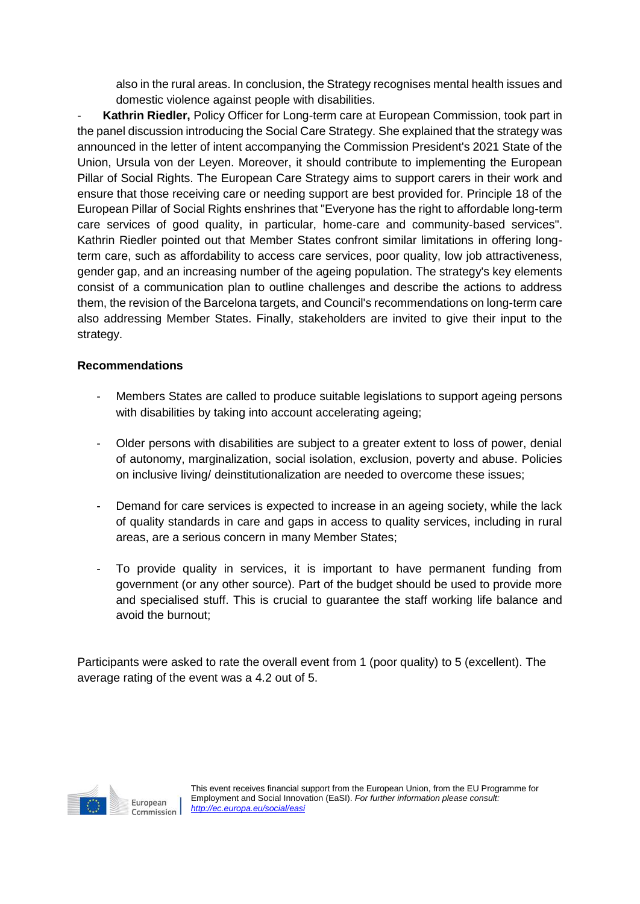also in the rural areas. In conclusion, the Strategy recognises mental health issues and domestic violence against people with disabilities.

- **Kathrin Riedler,** Policy Officer for Long-term care at European Commission, took part in the panel discussion introducing the Social Care Strategy. She explained that the strategy was announced in the letter of intent accompanying the Commission President's 2021 State of the Union, Ursula von der Leyen. Moreover, it should contribute to implementing the European Pillar of Social Rights. The European Care Strategy aims to support carers in their work and ensure that those receiving care or needing support are best provided for. Principle 18 of the European Pillar of Social Rights enshrines that "Everyone has the right to affordable long-term care services of good quality, in particular, home-care and community-based services". Kathrin Riedler pointed out that Member States confront similar limitations in offering long-term care, such as affordability to access care services, poor quality, low job attractiveness, gender gap, and an increasing number of the ageing population. The strategy's key elements consist of a communication plan to outline challenges and describe the actions to address them, the revision of the Barcelona targets, and Council's recommendations on long-term care also addressing Member States. Finally, stakeholders are invited to give their input to the strategy.

**Recommendations**

- Members States are called to produce suitable legislations to support ageing persons with disabilities by taking into account accelerating ageing;
- Older persons with disabilities are subject to a greater extent to loss of power, denial of autonomy, marginalization, social isolation, exclusion, poverty and abuse. Policies on inclusive living/ deinstitutionalization are needed to overcome these issues;
- Demand for care services is expected to increase in an ageing society, while the lack of quality standards in care and gaps in access to quality services, including in rural areas, are a serious concern in many Member States;
- To provide quality in services, it is important to have permanent funding from government (or any other source). Part of the budget should be used to provide more and specialised stuff. This is crucial to guarantee the staff working life balance and avoid the burnout;

Participants were asked to rate the overall event from 1 (poor quality) to 5 (excellent). The average rating of the event was a 4.2 out of 5.

This event receives financial support from the European Union, from the EU Programme for Employment and Social Innovation (EaSI). *For further information please consult: http://ec.europa.eu/social/easi*